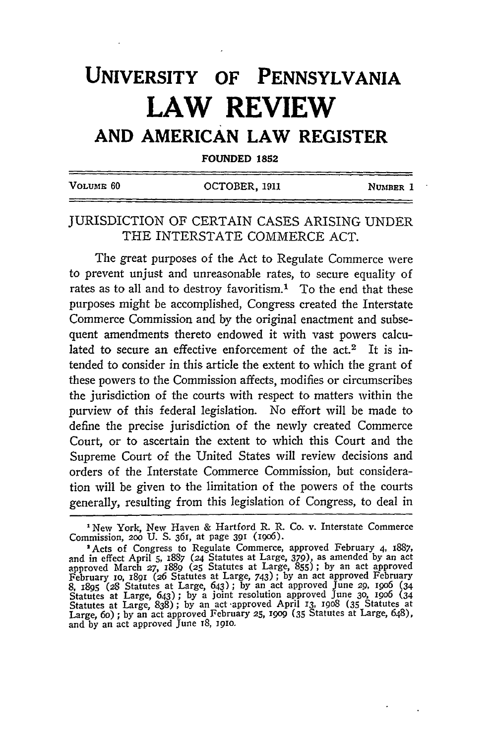# UNIVERSITY OF PENNSYLVANIA

# LAW REVIEW

## AND AMERICAN LAW REGISTER

FOUNDED 1852

VOLUME 60 — OCTOBER, 1911 — NUMBER 1

## JURISDICTION OF CERTAIN CASES ARISING UNDER THE INTERSTATE COMMERCE ACT.

The great purposes of the Act to Regulate Commerce were to prevent unjust and unreasonable rates, to secure equality of rates as to all and to destroy favoritism.[1] To the end that these purposes might be accomplished, Congress created the Interstate Commerce Commission and by the original enactment and subsequent amendments thereto endowed it with vast powers calculated to secure an effective enforcement of the act.[2] It is intended to consider in this article the extent to which the grant of these powers to the Commission affects, modifies or circumscribes the jurisdiction of the courts with respect to matters within the purview of this federal legislation. No effort will be made to define the precise jurisdiction of the newly created Commerce Court, or to ascertain the extent to which this Court and the Supreme Court of the United States will review decisions and orders of the Interstate Commerce Commission, but consideration will be given to the limitation of the powers of the courts generally, resulting from this legislation of Congress, to deal in

[1] New York, New Haven & Hartford R. R. Co. v. Interstate Commerce Commission, 200 U. S. 361, at page 391 (1906).

[2] Acts of Congress to Regulate Commerce, approved February 4, 1887, and in effect April 5, 1887 (24 Statutes at Large, 379), as amended by an act approved March 27, 1889 (25 Statutes at Large, 855); by an act approved February 10, 1891 (26 Statutes at Large, 743); by an act approved February 8, 1895 (28 Statutes at Large, 643); by an act approved June 29, 1906 (34 Statutes at Large, 643); by a joint resolution approved June 30, 1906 (34 Statutes at Large, 838); by an act approved April 13, 1908 (35 Statutes at Large, 60); by an act approved February 25, 1909 (35 Statutes at Large, 648), and by an act approved June 18, 1910.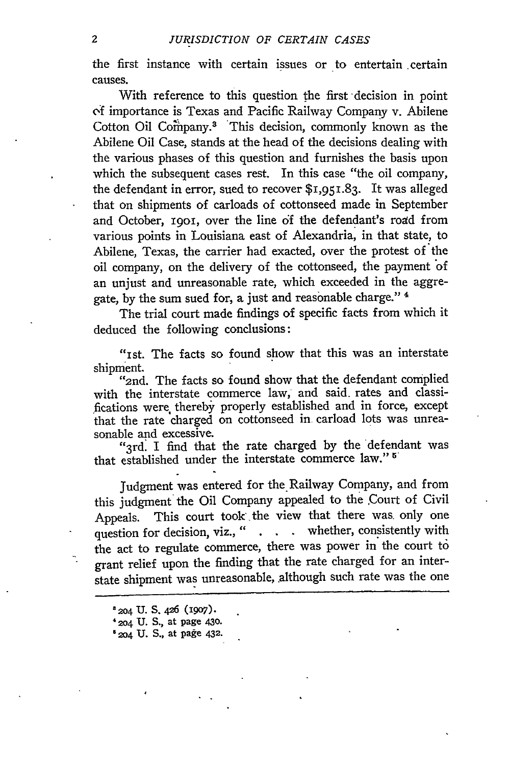the first instance with certain issues or to entertain certain causes.

With reference to this question the first decision in point of importance is Texas and Pacific Railway Company v. Abilene Cotton Oil Company.[3] This decision, commonly known as the Abilene Oil Case, stands at the head of the decisions dealing with the various phases of this question and furnishes the basis upon which the subsequent cases rest. In this case "the oil company, the defendant in error, sued to recover $1,951.83. It was alleged that on shipments of carloads of cottonseed made in September and October, 1901, over the line of the defendant's road from various points in Louisiana east of Alexandria, in that state, to Abilene, Texas, the carrier had exacted, over the protest of the oil company, on the delivery of the cottonseed, the payment of an unjust and unreasonable rate, which exceeded in the aggregate, by the sum sued for, a just and reasonable charge."[4]

The trial court made findings of specific facts from which it deduced the following conclusions:

> "1st. The facts so found show that this was an interstate shipment.
>
> "2nd. The facts so found show that the defendant complied with the interstate commerce law, and said rates and classifications were thereby properly established and in force, except that the rate charged on cottonseed in carload lots was unreasonable and excessive.
>
> "3rd. I find that the rate charged by the defendant was that established under the interstate commerce law."[5]

Judgment was entered for the Railway Company, and from this judgment the Oil Company appealed to the Court of Civil Appeals. This court took the view that there was only one question for decision, viz., " . . . whether, consistently with the act to regulate commerce, there was power in the court to grant relief upon the finding that the rate charged for an interstate shipment was unreasonable, although such rate was the one

---

[3] 204 U. S. 426 (1907).

[4] 204 U. S., at page 430.

[5] 204 U. S., at page 432.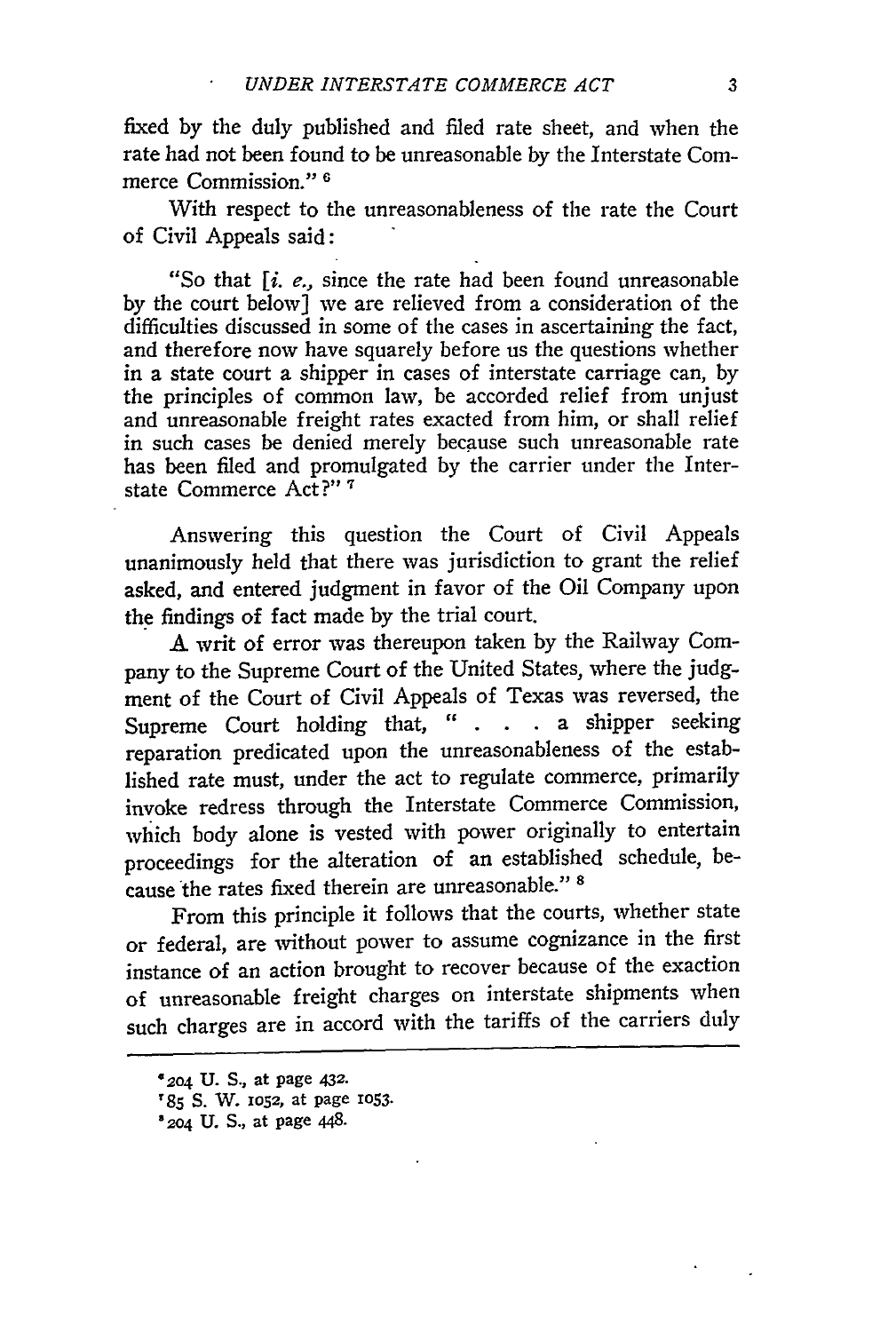fixed by the duly published and filed rate sheet, and when the rate had not been found to be unreasonable by the Interstate Commerce Commission." [6]

With respect to the unreasonableness of the rate the Court of Civil Appeals said:

> "So that [*i. e.*, since the rate had been found unreasonable by the court below] we are relieved from a consideration of the difficulties discussed in some of the cases in ascertaining the fact, and therefore now have squarely before us the questions whether in a state court a shipper in cases of interstate carriage can, by the principles of common law, be accorded relief from unjust and unreasonable freight rates exacted from him, or shall relief in such cases be denied merely because such unreasonable rate has been filed and promulgated by the carrier under the Interstate Commerce Act?" [7]

Answering this question the Court of Civil Appeals unanimously held that there was jurisdiction to grant the relief asked, and entered judgment in favor of the Oil Company upon the findings of fact made by the trial court.

A writ of error was thereupon taken by the Railway Company to the Supreme Court of the United States, where the judgment of the Court of Civil Appeals of Texas was reversed, the Supreme Court holding that, " . . . a shipper seeking reparation predicated upon the unreasonableness of the established rate must, under the act to regulate commerce, primarily invoke redress through the Interstate Commerce Commission, which body alone is vested with power originally to entertain proceedings for the alteration of an established schedule, because the rates fixed therein are unreasonable." [8]

From this principle it follows that the courts, whether state or federal, are without power to assume cognizance in the first instance of an action brought to recover because of the exaction of unreasonable freight charges on interstate shipments when such charges are in accord with the tariffs of the carriers duly

---

[6] 204 U. S., at page 432.

[7] 85 S. W. 1052, at page 1053.

[8] 204 U. S., at page 448.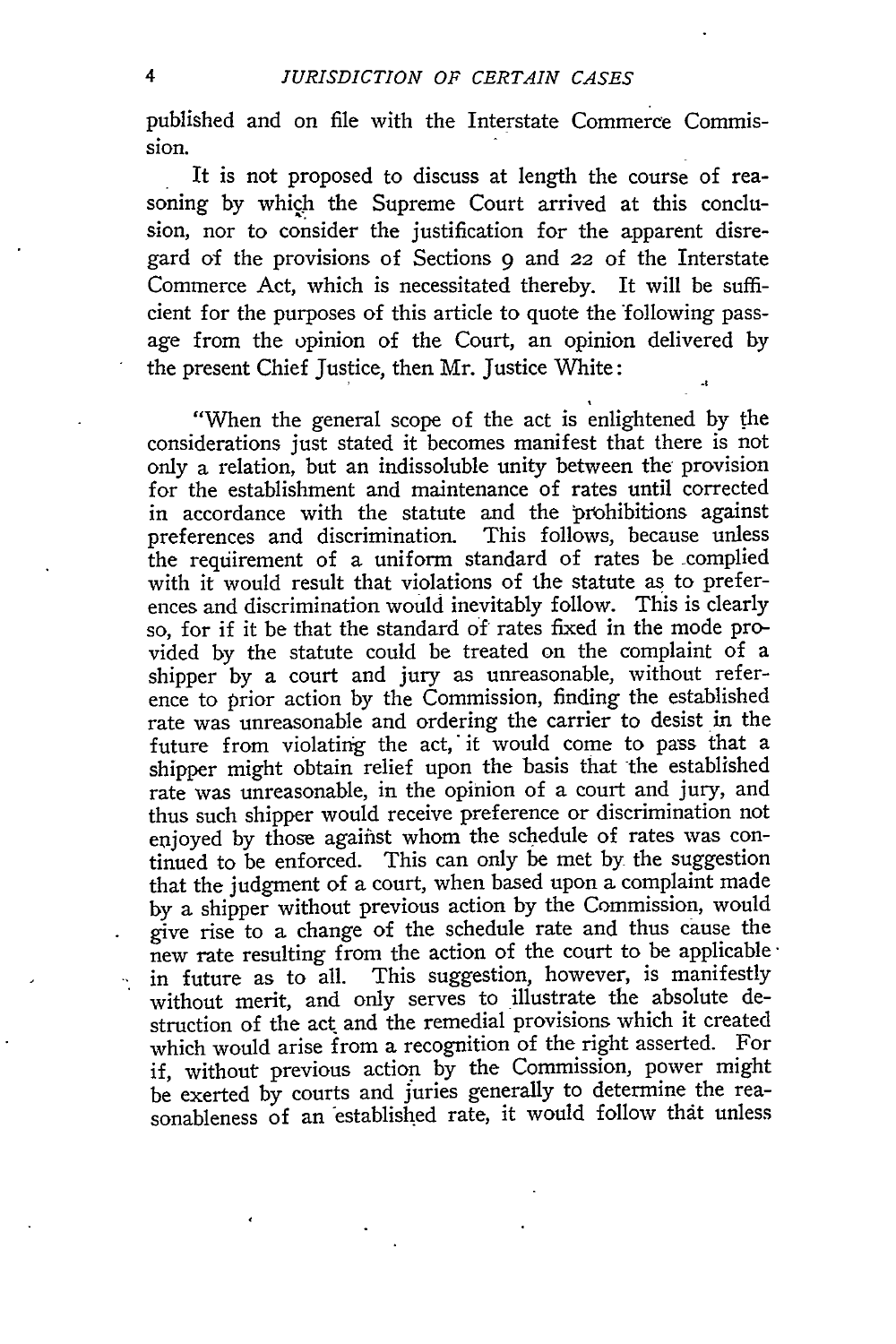published and on file with the Interstate Commerce Commission.

It is not proposed to discuss at length the course of reasoning by which the Supreme Court arrived at this conclusion, nor to consider the justification for the apparent disregard of the provisions of Sections 9 and 22 of the Interstate Commerce Act, which is necessitated thereby. It will be sufficient for the purposes of this article to quote the following passage from the opinion of the Court, an opinion delivered by the present Chief Justice, then Mr. Justice White:

> "When the general scope of the act is enlightened by the considerations just stated it becomes manifest that there is not only a relation, but an indissoluble unity between the provision for the establishment and maintenance of rates until corrected in accordance with the statute and the prohibitions against preferences and discrimination. This follows, because unless the requirement of a uniform standard of rates be complied with it would result that violations of the statute as to preferences and discrimination would inevitably follow. This is clearly so, for if it be that the standard of rates fixed in the mode provided by the statute could be treated on the complaint of a shipper by a court and jury as unreasonable, without reference to prior action by the Commission, finding the established rate was unreasonable and ordering the carrier to desist in the future from violating the act, it would come to pass that a shipper might obtain relief upon the basis that the established rate was unreasonable, in the opinion of a court and jury, and thus such shipper would receive preference or discrimination not enjoyed by those against whom the schedule of rates was continued to be enforced. This can only be met by the suggestion that the judgment of a court, when based upon a complaint made by a shipper without previous action by the Commission, would give rise to a change of the schedule rate and thus cause the new rate resulting from the action of the court to be applicable in future as to all. This suggestion, however, is manifestly without merit, and only serves to illustrate the absolute destruction of the act and the remedial provisions which it created which would arise from a recognition of the right asserted. For if, without previous action by the Commission, power might be exerted by courts and juries generally to determine the reasonableness of an established rate, it would follow that unless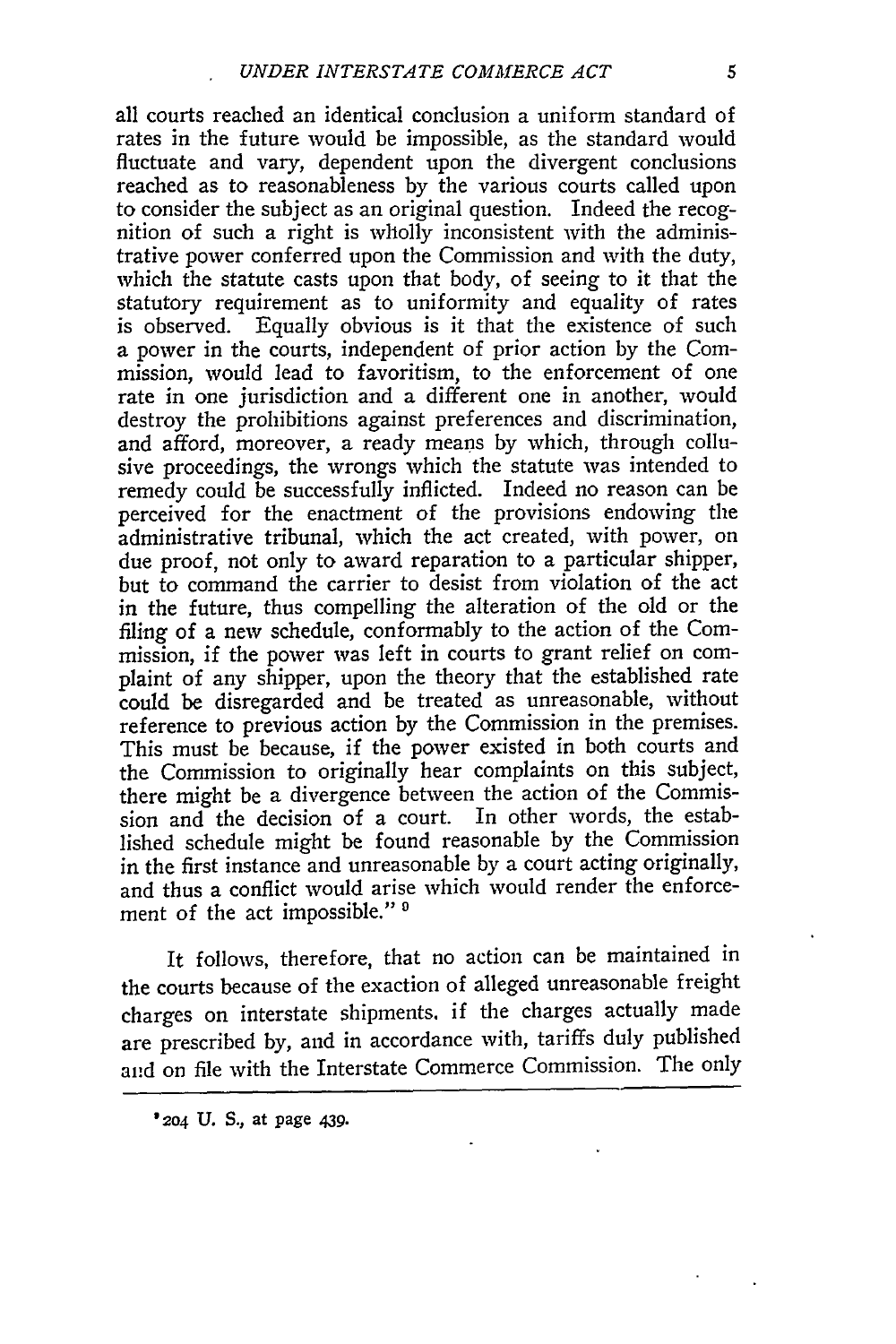all courts reached an identical conclusion a uniform standard of rates in the future would be impossible, as the standard would fluctuate and vary, dependent upon the divergent conclusions reached as to reasonableness by the various courts called upon to consider the subject as an original question. Indeed the recognition of such a right is wholly inconsistent with the administrative power conferred upon the Commission and with the duty, which the statute casts upon that body, of seeing to it that the statutory requirement as to uniformity and equality of rates is observed. Equally obvious is it that the existence of such a power in the courts, independent of prior action by the Commission, would lead to favoritism, to the enforcement of one rate in one jurisdiction and a different one in another, would destroy the prohibitions against preferences and discrimination, and afford, moreover, a ready means by which, through collusive proceedings, the wrongs which the statute was intended to remedy could be successfully inflicted. Indeed no reason can be perceived for the enactment of the provisions endowing the administrative tribunal, which the act created, with power, on due proof, not only to award reparation to a particular shipper, but to command the carrier to desist from violation of the act in the future, thus compelling the alteration of the old or the filing of a new schedule, conformably to the action of the Commission, if the power was left in courts to grant relief on complaint of any shipper, upon the theory that the established rate could be disregarded and be treated as unreasonable, without reference to previous action by the Commission in the premises. This must be because, if the power existed in both courts and the Commission to originally hear complaints on this subject, there might be a divergence between the action of the Commission and the decision of a court. In other words, the established schedule might be found reasonable by the Commission in the first instance and unreasonable by a court acting originally, and thus a conflict would arise which would render the enforcement of the act impossible." [9]

It follows, therefore, that no action can be maintained in the courts because of the exaction of alleged unreasonable freight charges on interstate shipments, if the charges actually made are prescribed by, and in accordance with, tariffs duly published and on file with the Interstate Commerce Commission. The only

[9] 204 U. S., at page 439.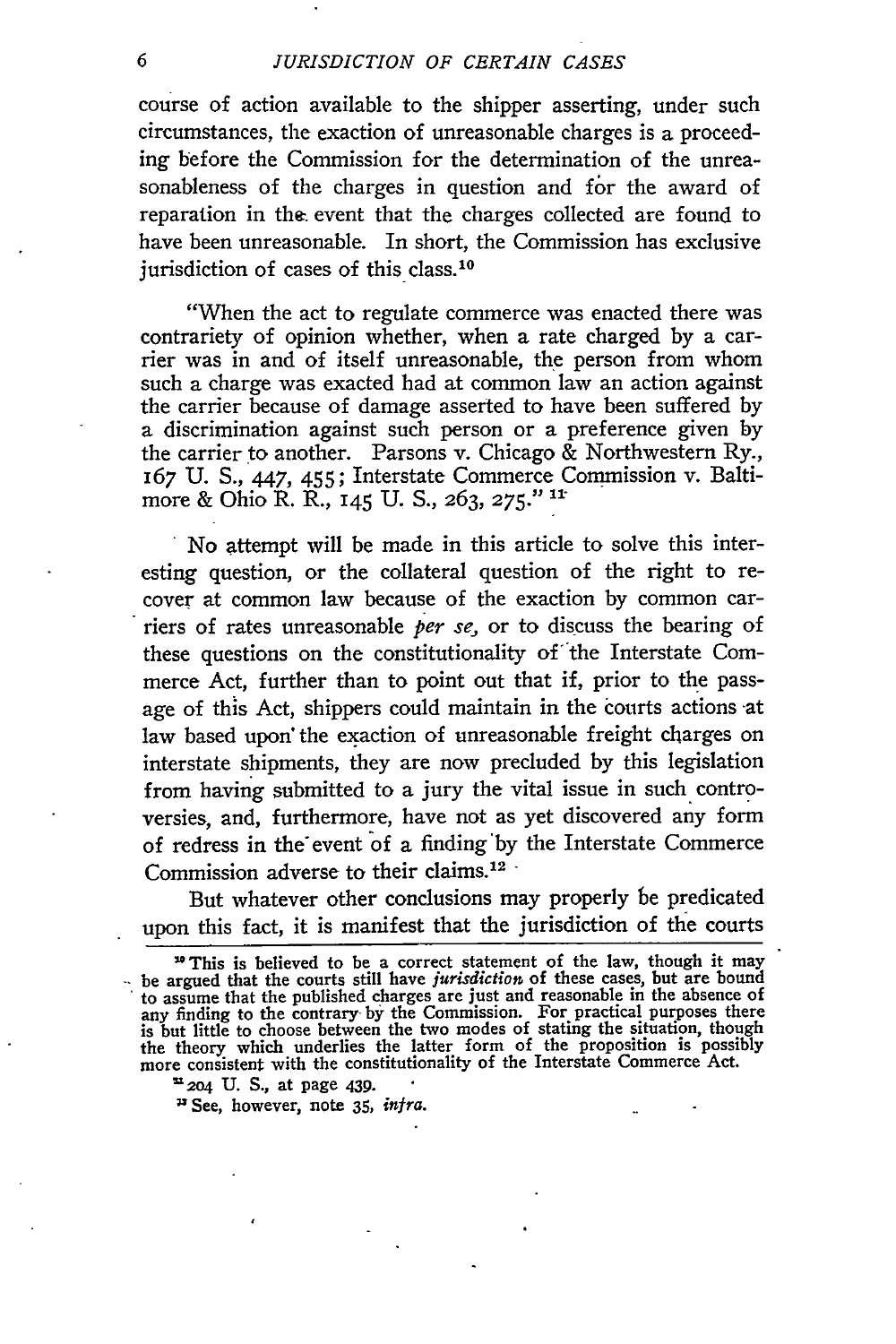course of action available to the shipper asserting, under such circumstances, the exaction of unreasonable charges is a proceeding before the Commission for the determination of the unreasonableness of the charges in question and for the award of reparation in the event that the charges collected are found to have been unreasonable. In short, the Commission has exclusive jurisdiction of cases of this class.[10]

> "When the act to regulate commerce was enacted there was contrariety of opinion whether, when a rate charged by a carrier was in and of itself unreasonable, the person from whom such a charge was exacted had at common law an action against the carrier because of damage asserted to have been suffered by a discrimination against such person or a preference given by the carrier to another. Parsons v. Chicago & Northwestern Ry., 167 U. S., 447, 455; Interstate Commerce Commission v. Baltimore & Ohio R. R., 145 U. S., 263, 275."[11]

No attempt will be made in this article to solve this interesting question, or the collateral question of the right to recover at common law because of the exaction by common carriers of rates unreasonable *per se*, or to discuss the bearing of these questions on the constitutionality of the Interstate Commerce Act, further than to point out that if, prior to the passage of this Act, shippers could maintain in the courts actions at law based upon the exaction of unreasonable freight charges on interstate shipments, they are now precluded by this legislation from having submitted to a jury the vital issue in such controversies, and, furthermore, have not as yet discovered any form of redress in the event of a finding by the Interstate Commerce Commission adverse to their claims.[12]

But whatever other conclusions may properly be predicated upon this fact, it is manifest that the jurisdiction of the courts

---

[10] This is believed to be a correct statement of the law, though it may be argued that the courts still have *jurisdiction* of these cases, but are bound to assume that the published charges are just and reasonable in the absence of any finding to the contrary by the Commission. For practical purposes there is but little to choose between the two modes of stating the situation, though the theory which underlies the latter form of the proposition is possibly more consistent with the constitutionality of the Interstate Commerce Act.

[11] 204 U. S., at page 439.

[12] See, however, note 35, *infra*.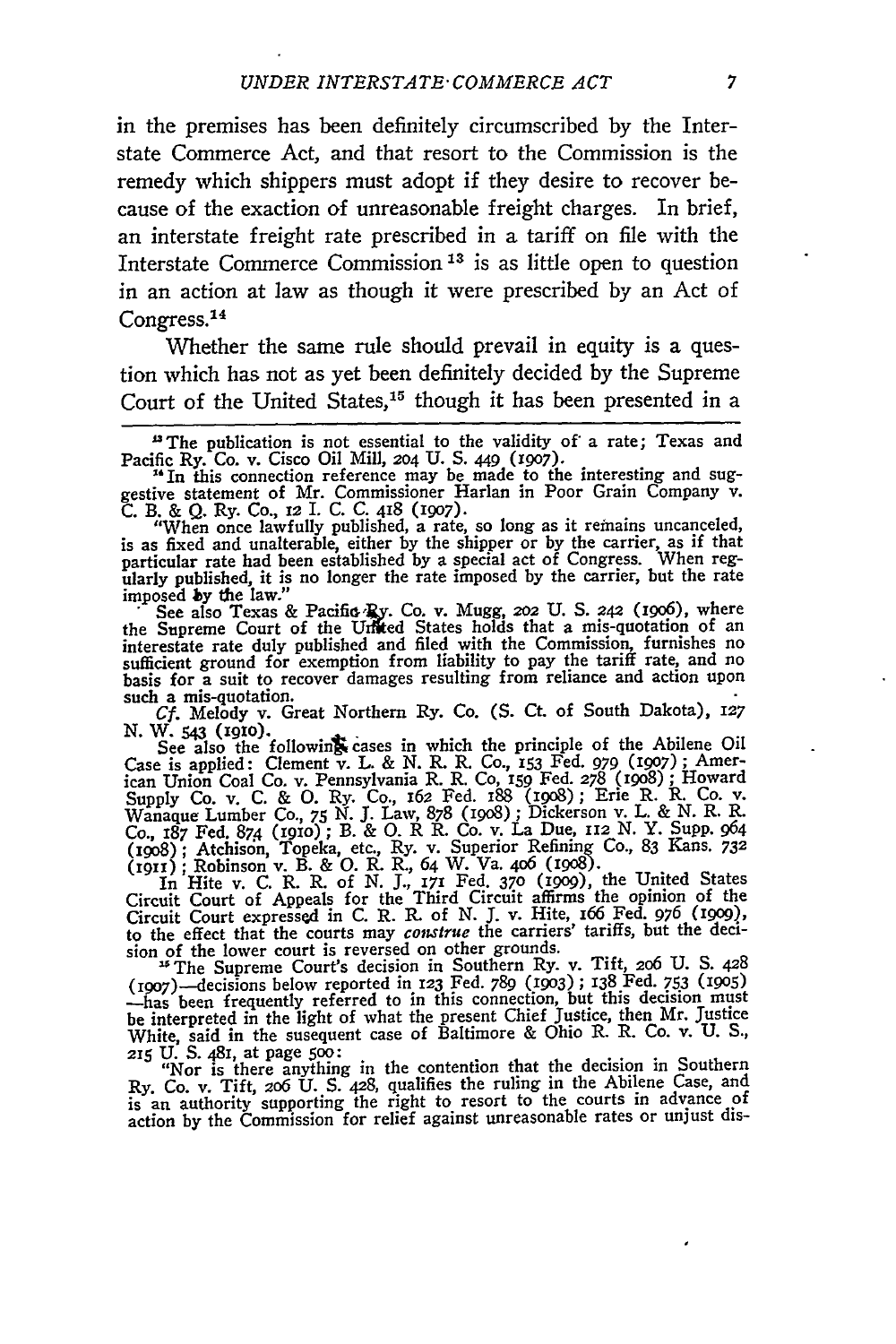in the premises has been definitely circumscribed by the Interstate Commerce Act, and that resort to the Commission is the remedy which shippers must adopt if they desire to recover because of the exaction of unreasonable freight charges. In brief, an interstate freight rate prescribed in a tariff on file with the Interstate Commerce Commission [13] is as little open to question in an action at law as though it were prescribed by an Act of Congress.[14]

Whether the same rule should prevail in equity is a question which has not as yet been definitely decided by the Supreme Court of the United States,[15] though it has been presented in a

---

[13] The publication is not essential to the validity of a rate; Texas and Pacific Ry. Co. v. Cisco Oil Mill, 204 U. S. 449 (1907).

[14] In this connection reference may be made to the interesting and suggestive statement of Mr. Commissioner Harlan in Poor Grain Company v. C. B. & Q. Ry. Co., 12 I. C. C. 418 (1907).

"When once lawfully published, a rate, so long as it remains uncanceled, is as fixed and unalterable, either by the shipper or by the carrier, as if that particular rate had been established by a special act of Congress. When regularly published, it is no longer the rate imposed by the carrier, but the rate imposed by the law."

See also Texas & Pacific Ry. Co. v. Mugg, 202 U. S. 242 (1906), where the Supreme Court of the United States holds that a mis-quotation of an interestate rate duly published and filed with the Commission, furnishes no sufficient ground for exemption from liability to pay the tariff rate, and no basis for a suit to recover damages resulting from reliance and action upon such a mis-quotation.

*Cf.* Melody v. Great Northern Ry. Co. (S. Ct. of South Dakota), 127 N. W. 543 (1910).

See also the following cases in which the principle of the Abilene Oil Case is applied: Clement v. L. & N. R. R. Co., 153 Fed. 979 (1907); American Union Coal Co. v. Pennsylvania R. R. Co, 159 Fed. 278 (1908); Howard Supply Co. v. C. & O. Ry. Co., 162 Fed. 188 (1908); Erie R. R. Co. v. Wanaque Lumber Co., 75 N. J. Law, 878 (1908); Dickerson v. L. & N. R. R. Co., 187 Fed. 874 (1910); B. & O. R R. Co. v. La Due, 112 N. Y. Supp. 964 (1908); Atchison, Topeka, etc., Ry. v. Superior Refining Co., 83 Kans. 732 (1911); Robinson v. B. & O. R. R., 64 W. Va. 406 (1908).

In Hite v. C. R. R. of N. J., 171 Fed. 370 (1909), the United States Circuit Court of Appeals for the Third Circuit affirms the opinion of the Circuit Court expressed in C. R. R. of N. J. v. Hite, 166 Fed. 976 (1909), to the effect that the courts may *construe* the carriers' tariffs, but the decision of the lower court is reversed on other grounds.

[15] The Supreme Court's decision in Southern Ry. v. Tift, 206 U. S. 428 (1907)—decisions below reported in 123 Fed. 789 (1903); 138 Fed. 753 (1905)—has been frequently referred to in this connection, but this decision must be interpreted in the light of what the present Chief Justice, then Mr. Justice White, said in the susequent case of Baltimore & Ohio R. R. Co. v. U. S., 215 U. S. 481, at page 500:

"Nor is there anything in the contention that the decision in Southern Ry. Co. v. Tift, 206 U. S. 428, qualifies the ruling in the Abilene Case, and is an authority supporting the right to resort to the courts in advance of action by the Commission for relief against unreasonable rates or unjust dis-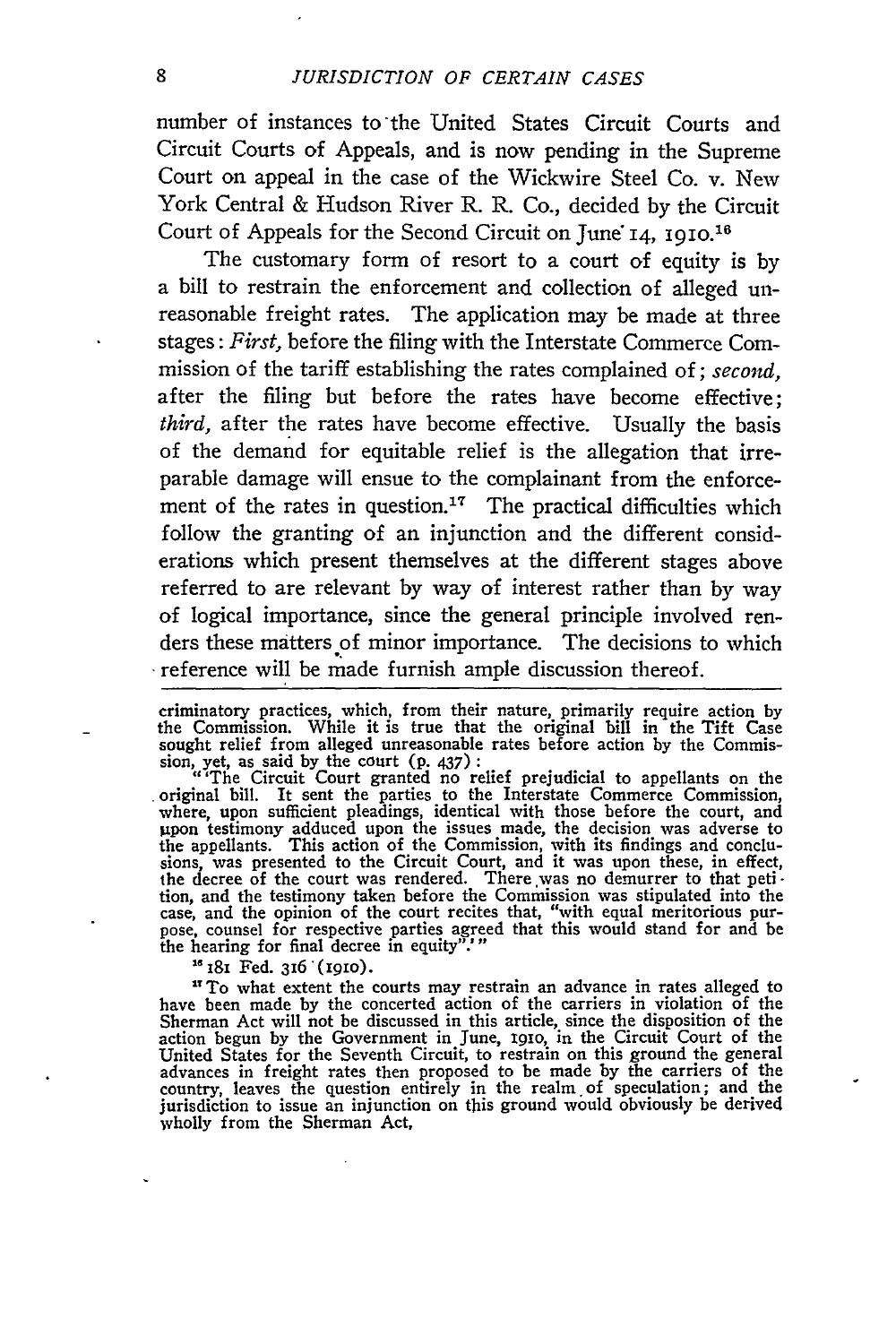number of instances to the United States Circuit Courts and Circuit Courts of Appeals, and is now pending in the Supreme Court on appeal in the case of the Wickwire Steel Co. v. New York Central & Hudson River R. R. Co., decided by the Circuit Court of Appeals for the Second Circuit on June 14, 1910.[16]

The customary form of resort to a court of equity is by a bill to restrain the enforcement and collection of alleged unreasonable freight rates. The application may be made at three stages: *First,* before the filing with the Interstate Commerce Commission of the tariff establishing the rates complained of; *second,* after the filing but before the rates have become effective; *third,* after the rates have become effective. Usually the basis of the demand for equitable relief is the allegation that irreparable damage will ensue to the complainant from the enforcement of the rates in question.[17] The practical difficulties which follow the granting of an injunction and the different considerations which present themselves at the different stages above referred to are relevant by way of interest rather than by way of logical importance, since the general principle involved renders these matters of minor importance. The decisions to which reference will be made furnish ample discussion thereof.

---

criminatory practices, which, from their nature, primarily require action by the Commission. While it is true that the original bill in the Tift Case sought relief from alleged unreasonable rates before action by the Commission, yet, as said by the court (p. 437):

"'The Circuit Court granted no relief prejudicial to appellants on the original bill. It sent the parties to the Interstate Commerce Commission, where, upon sufficient pleadings, identical with those before the court, and upon testimony adduced upon the issues made, the decision was adverse to the appellants. This action of the Commission, with its findings and conclusions, was presented to the Circuit Court, and it was upon these, in effect, the decree of the court was rendered. There was no demurrer to that petition, and the testimony taken before the Commission was stipulated into the case, and the opinion of the court recites that, "with equal meritorious purpose, counsel for respective parties agreed that this would stand for and be the hearing for final decree in equity".'"

[16] 181 Fed. 316 (1910).

[17] To what extent the courts may restrain an advance in rates alleged to have been made by the concerted action of the carriers in violation of the Sherman Act will not be discussed in this article, since the disposition of the action begun by the Government in June, 1910, in the Circuit Court of the United States for the Seventh Circuit, to restrain on this ground the general advances in freight rates then proposed to be made by the carriers of the country, leaves the question entirely in the realm of speculation; and the jurisdiction to issue an injunction on this ground would obviously be derived wholly from the Sherman Act,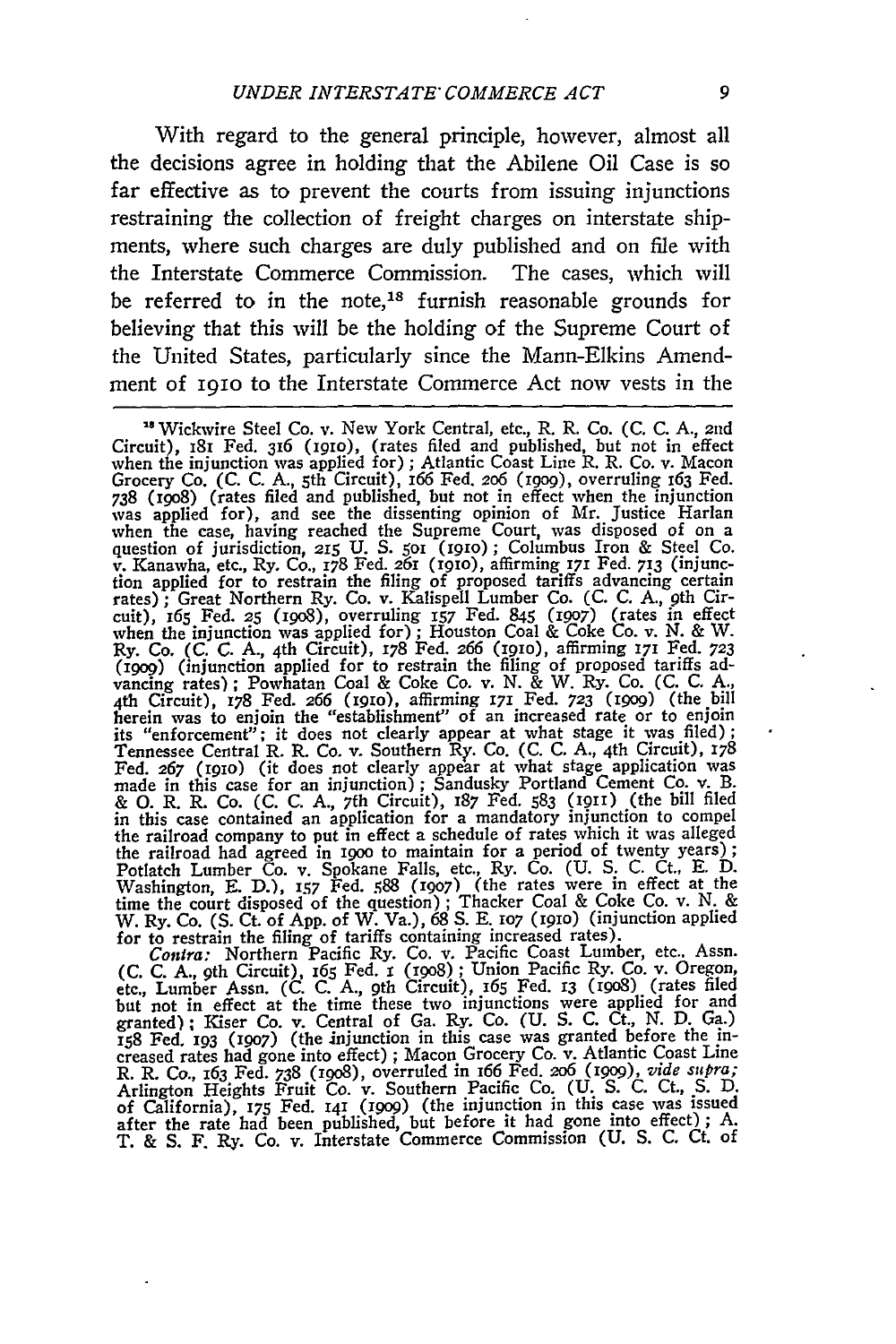With regard to the general principle, however, almost all the decisions agree in holding that the Abilene Oil Case is so far effective as to prevent the courts from issuing injunctions restraining the collection of freight charges on interstate shipments, where such charges are duly published and on file with the Interstate Commerce Commission. The cases, which will be referred to in the note,[18] furnish reasonable grounds for believing that this will be the holding of the Supreme Court of the United States, particularly since the Mann-Elkins Amendment of 1910 to the Interstate Commerce Act now vests in the

---

[18] Wickwire Steel Co. v. New York Central, etc., R. R. Co. (C. C. A., 2nd Circuit), 181 Fed. 316 (1910), (rates filed and published, but not in effect when the injunction was applied for); Atlantic Coast Line R. R. Co. v. Macon Grocery Co. (C. C. A., 5th Circuit), 166 Fed. 206 (1909), overruling 163 Fed. 738 (1908) (rates filed and published, but not in effect when the injunction was applied for), and see the dissenting opinion of Mr. Justice Harlan when the case, having reached the Supreme Court, was disposed of on a question of jurisdiction, 215 U. S. 501 (1910); Columbus Iron & Steel Co. v. Kanawha, etc., Ry. Co., 178 Fed. 261 (1910), affirming 171 Fed. 713 (injunction applied for to restrain the filing of proposed tariffs advancing certain rates); Great Northern Ry. Co. v. Kalispell Lumber Co. (C. C. A., 9th Circuit), 165 Fed. 25 (1908), overruling 157 Fed. 845 (1907) (rates in effect when the injunction was applied for); Houston Coal & Coke Co. v. N. & W. Ry. Co. (C. C. A., 4th Circuit), 178 Fed. 266 (1910), affirming 171 Fed. 723 (1909) (injunction applied for to restrain the filing of proposed tariffs advancing rates); Powhatan Coal & Coke Co. v. N. & W. Ry. Co. (C. C. A., 4th Circuit), 178 Fed. 266 (1910), affirming 171 Fed. 723 (1909) (the bill herein was to enjoin the "establishment" of an increased rate or to enjoin its "enforcement"; it does not clearly appear at what stage it was filed); Tennessee Central R. R. Co. v. Southern Ry. Co. (C. C. A., 4th Circuit), 178 Fed. 267 (1910) (it does not clearly appear at what stage application was made in this case for an injunction); Sandusky Portland Cement Co. v. B. & O. R. R. Co. (C. C. A., 7th Circuit), 187 Fed. 583 (1911) (the bill filed in this case contained an application for a mandatory injunction to compel the railroad company to put in effect a schedule of rates which it was alleged the railroad had agreed in 1900 to maintain for a period of twenty years); Potlatch Lumber Co. v. Spokane Falls, etc., Ry. Co. (U. S. C. Ct., E. D. Washington, E. D.), 157 Fed. 588 (1907) (the rates were in effect at the time the court disposed of the question); Thacker Coal & Coke Co. v. N. & W. Ry. Co. (S. Ct. of App. of W. Va.), 68 S. E. 107 (1910) (injunction applied for to restrain the filing of tariffs containing increased rates).

*Contra:* Northern Pacific Ry. Co. v. Pacific Coast Lumber, etc., Assn. (C. C. A., 9th Circuit), 165 Fed. 1 (1908); Union Pacific Ry. Co. v. Oregon, etc., Lumber Assn. (C. C. A., 9th Circuit), 165 Fed. 13 (1908) (rates filed but not in effect at the time these two injunctions were applied for and granted); Kiser Co. v. Central of Ga. Ry. Co. (U. S. C. Ct., N. D. Ga.) 158 Fed. 193 (1907) (the injunction in this case was granted before the increased rates had gone into effect); Macon Grocery Co. v. Atlantic Coast Line R. R. Co., 163 Fed. 738 (1908), overruled in 166 Fed. 206 (1909), *vide supra;* Arlington Heights Fruit Co. v. Southern Pacific Co. (U. S. C. Ct., S. D. of California), 175 Fed. 141 (1909) (the injunction in this case was issued after the rate had been published, but before it had gone into effect); A. T. & S. F. Ry. Co. v. Interstate Commerce Commission (U. S. C. Ct. of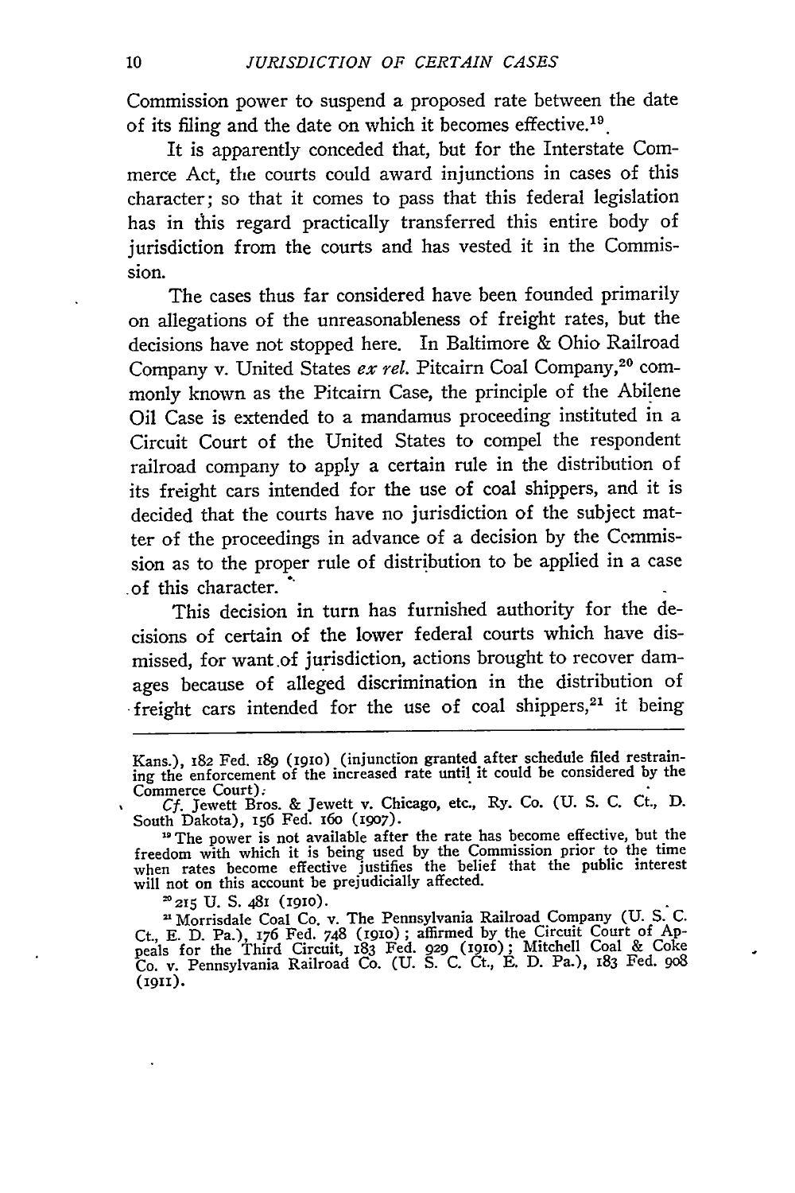Commission power to suspend a proposed rate between the date of its filing and the date on which it becomes effective.[19]

It is apparently conceded that, but for the Interstate Commerce Act, the courts could award injunctions in cases of this character; so that it comes to pass that this federal legislation has in this regard practically transferred this entire body of jurisdiction from the courts and has vested it in the Commission.

The cases thus far considered have been founded primarily on allegations of the unreasonableness of freight rates, but the decisions have not stopped here. In Baltimore & Ohio Railroad Company v. United States *ex rel.* Pitcairn Coal Company,[20] commonly known as the Pitcairn Case, the principle of the Abilene Oil Case is extended to a mandamus proceeding instituted in a Circuit Court of the United States to compel the respondent railroad company to apply a certain rule in the distribution of its freight cars intended for the use of coal shippers, and it is decided that the courts have no jurisdiction of the subject matter of the proceedings in advance of a decision by the Commission as to the proper rule of distribution to be applied in a case of this character.

This decision in turn has furnished authority for the decisions of certain of the lower federal courts which have dismissed, for want of jurisdiction, actions brought to recover damages because of alleged discrimination in the distribution of freight cars intended for the use of coal shippers,[21] it being

---

Kans.), 182 Fed. 189 (1910) (injunction granted after schedule filed restraining the enforcement of the increased rate until it could be considered by the Commerce Court).

*Cf.* Jewett Bros. & Jewett v. Chicago, etc., Ry. Co. (U. S. C. Ct., D. South Dakota), 156 Fed. 160 (1907).

[19] The power is not available after the rate has become effective, but the freedom with which it is being used by the Commission prior to the time when rates become effective justifies the belief that the public interest will not on this account be prejudicially affected.

[20] 215 U. S. 481 (1910).

[21] Morrisdale Coal Co. v. The Pennsylvania Railroad Company (U. S. C. Ct., E. D. Pa.), 176 Fed. 748 (1910); affirmed by the Circuit Court of Appeals for the Third Circuit, 183 Fed. 929 (1910); Mitchell Coal & Coke Co. v. Pennsylvania Railroad Co. (U. S. C. Ct., E. D. Pa.), 183 Fed. 908 (1911).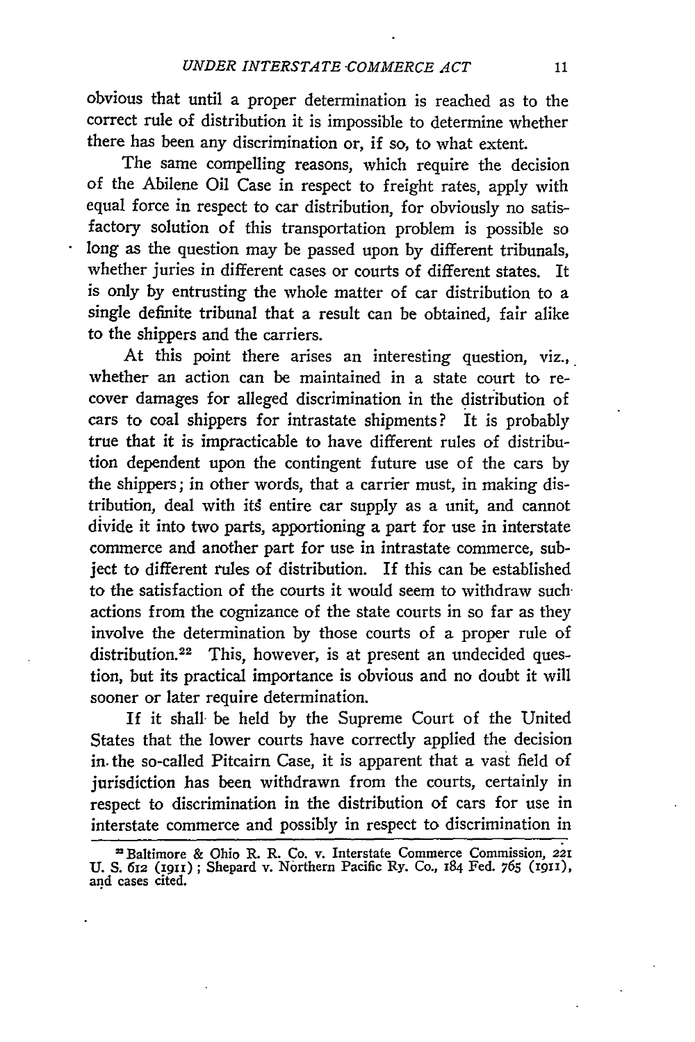obvious that until a proper determination is reached as to the correct rule of distribution it is impossible to determine whether there has been any discrimination or, if so, to what extent.

The same compelling reasons, which require the decision of the Abilene Oil Case in respect to freight rates, apply with equal force in respect to car distribution, for obviously no satisfactory solution of this transportation problem is possible so long as the question may be passed upon by different tribunals, whether juries in different cases or courts of different states. It is only by entrusting the whole matter of car distribution to a single definite tribunal that a result can be obtained, fair alike to the shippers and the carriers.

At this point there arises an interesting question, viz., whether an action can be maintained in a state court to recover damages for alleged discrimination in the distribution of cars to coal shippers for intrastate shipments? It is probably true that it is impracticable to have different rules of distribution dependent upon the contingent future use of the cars by the shippers; in other words, that a carrier must, in making distribution, deal with its entire car supply as a unit, and cannot divide it into two parts, apportioning a part for use in interstate commerce and another part for use in intrastate commerce, subject to different rules of distribution. If this can be established to the satisfaction of the courts it would seem to withdraw such actions from the cognizance of the state courts in so far as they involve the determination by those courts of a proper rule of distribution.[22] This, however, is at present an undecided question, but its practical importance is obvious and no doubt it will sooner or later require determination.

If it shall be held by the Supreme Court of the United States that the lower courts have correctly applied the decision in the so-called Pitcairn Case, it is apparent that a vast field of jurisdiction has been withdrawn from the courts, certainly in respect to discrimination in the distribution of cars for use in interstate commerce and possibly in respect to discrimination in

---

[22] Baltimore & Ohio R. R. Co. v. Interstate Commerce Commission, 221 U. S. 612 (1911); Shepard v. Northern Pacific Ry. Co., 184 Fed. 765 (1911), and cases cited.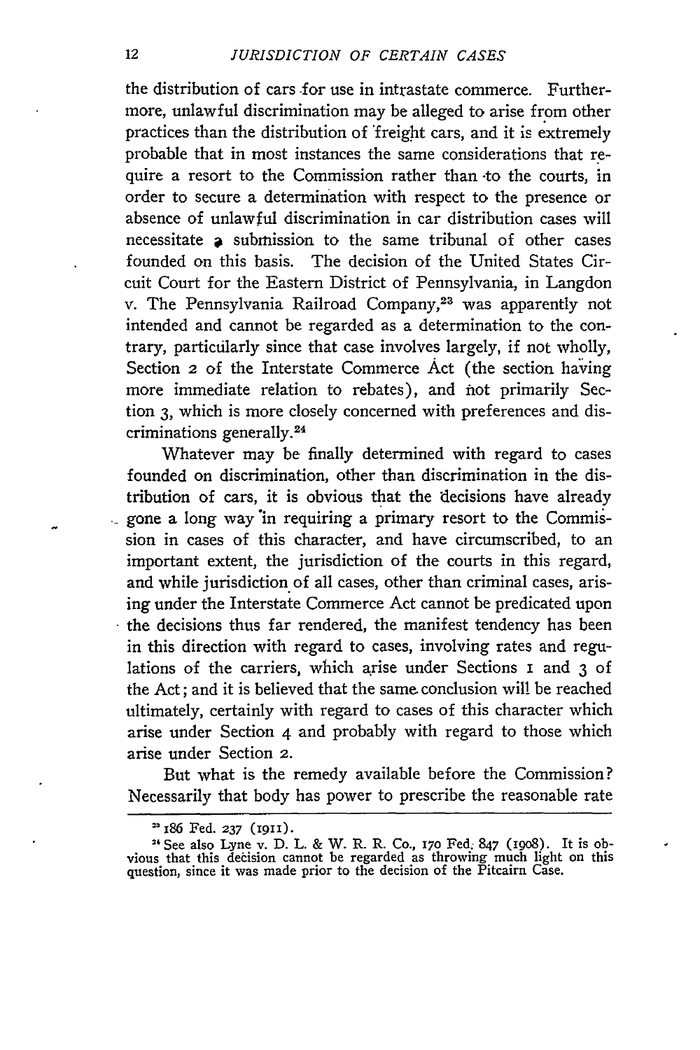the distribution of cars for use in intrastate commerce. Furthermore, unlawful discrimination may be alleged to arise from other practices than the distribution of freight cars, and it is extremely probable that in most instances the same considerations that require a resort to the Commission rather than to the courts, in order to secure a determination with respect to the presence or absence of unlawful discrimination in car distribution cases will necessitate a submission to the same tribunal of other cases founded on this basis. The decision of the United States Circuit Court for the Eastern District of Pennsylvania, in Langdon v. The Pennsylvania Railroad Company,[23] was apparently not intended and cannot be regarded as a determination to the contrary, particularly since that case involves largely, if not wholly, Section 2 of the Interstate Commerce Act (the section having more immediate relation to rebates), and not primarily Section 3, which is more closely concerned with preferences and discriminations generally.[24]

Whatever may be finally determined with regard to cases founded on discrimination, other than discrimination in the distribution of cars, it is obvious that the decisions have already gone a long way in requiring a primary resort to the Commission in cases of this character, and have circumscribed, to an important extent, the jurisdiction of the courts in this regard, and while jurisdiction of all cases, other than criminal cases, arising under the Interstate Commerce Act cannot be predicated upon the decisions thus far rendered, the manifest tendency has been in this direction with regard to cases, involving rates and regulations of the carriers, which arise under Sections 1 and 3 of the Act; and it is believed that the same conclusion will be reached ultimately, certainly with regard to cases of this character which arise under Section 4 and probably with regard to those which arise under Section 2.

But what is the remedy available before the Commission? Necessarily that body has power to prescribe the reasonable rate

---

[23] 186 Fed. 237 (1911).

[24] See also Lyne v. D. L. & W. R. R. Co., 170 Fed. 847 (1908). It is obvious that this decision cannot be regarded as throwing much light on this question, since it was made prior to the decision of the Pitcairn Case.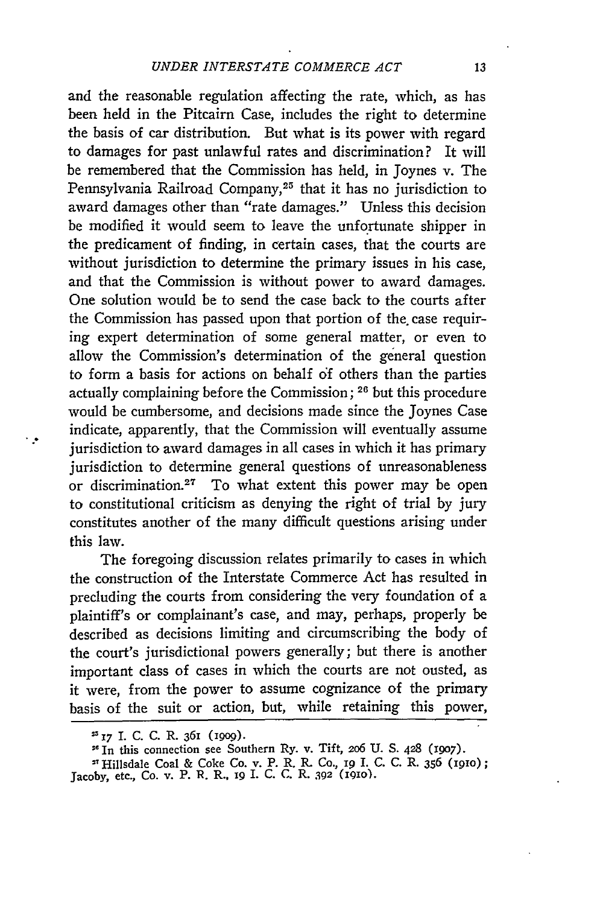and the reasonable regulation affecting the rate, which, as has been held in the Pitcairn Case, includes the right to determine the basis of car distribution. But what is its power with regard to damages for past unlawful rates and discrimination? It will be remembered that the Commission has held, in Joynes v. The Pennsylvania Railroad Company,[25] that it has no jurisdiction to award damages other than "rate damages." Unless this decision be modified it would seem to leave the unfortunate shipper in the predicament of finding, in certain cases, that the courts are without jurisdiction to determine the primary issues in his case, and that the Commission is without power to award damages. One solution would be to send the case back to the courts after the Commission has passed upon that portion of the case requiring expert determination of some general matter, or even to allow the Commission's determination of the general question to form a basis for actions on behalf of others than the parties actually complaining before the Commission;[26] but this procedure would be cumbersome, and decisions made since the Joynes Case indicate, apparently, that the Commission will eventually assume jurisdiction to award damages in all cases in which it has primary jurisdiction to determine general questions of unreasonableness or discrimination.[27] To what extent this power may be open to constitutional criticism as denying the right of trial by jury constitutes another of the many difficult questions arising under this law.

The foregoing discussion relates primarily to cases in which the construction of the Interstate Commerce Act has resulted in precluding the courts from considering the very foundation of a plaintiff's or complainant's case, and may, perhaps, properly be described as decisions limiting and circumscribing the body of the court's jurisdictional powers generally; but there is another important class of cases in which the courts are not ousted, as it were, from the power to assume cognizance of the primary basis of the suit or action, but, while retaining this power,

[25] 17 I. C. C. R. 361 (1909).

[26] In this connection see Southern Ry. v. Tift, 206 U. S. 428 (1907).

[27] Hillsdale Coal & Coke Co. v. P. R. R. Co., 19 I. C. C. R. 356 (1910); Jacoby, etc., Co. v. P. R. R., 19 I. C. C. R. 392 (1910).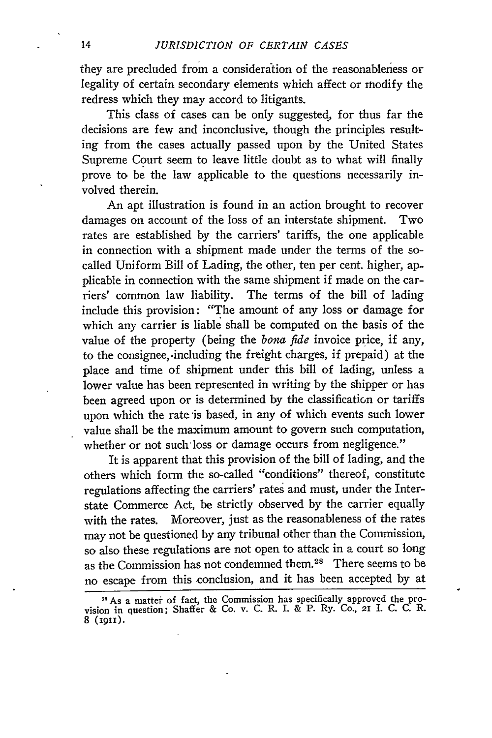they are precluded from a consideration of the reasonableness or legality of certain secondary elements which affect or modify the redress which they may accord to litigants.

This class of cases can be only suggested, for thus far the decisions are few and inconclusive, though the principles resulting from the cases actually passed upon by the United States Supreme Court seem to leave little doubt as to what will finally prove to be the law applicable to the questions necessarily involved therein.

An apt illustration is found in an action brought to recover damages on account of the loss of an interstate shipment. Two rates are established by the carriers' tariffs, the one applicable in connection with a shipment made under the terms of the so-called Uniform Bill of Lading, the other, ten per cent. higher, applicable in connection with the same shipment if made on the carriers' common law liability. The terms of the bill of lading include this provision: "The amount of any loss or damage for which any carrier is liable shall be computed on the basis of the value of the property (being the *bona fide* invoice price, if any, to the consignee, including the freight charges, if prepaid) at the place and time of shipment under this bill of lading, unless a lower value has been represented in writing by the shipper or has been agreed upon or is determined by the classification or tariffs upon which the rate is based, in any of which events such lower value shall be the maximum amount to govern such computation, whether or not such loss or damage occurs from negligence."

It is apparent that this provision of the bill of lading, and the others which form the so-called "conditions" thereof, constitute regulations affecting the carriers' rates and must, under the Interstate Commerce Act, be strictly observed by the carrier equally with the rates. Moreover, just as the reasonableness of the rates may not be questioned by any tribunal other than the Commission, so also these regulations are not open to attack in a court so long as the Commission has not condemned them.[28] There seems to be no escape from this conclusion, and it has been accepted by at

---

[28] As a matter of fact, the Commission has specifically approved the provision in question; Shaffer & Co. v. C. R. I. & P. Ry. Co., 21 I. C. C. R. 8 (1911).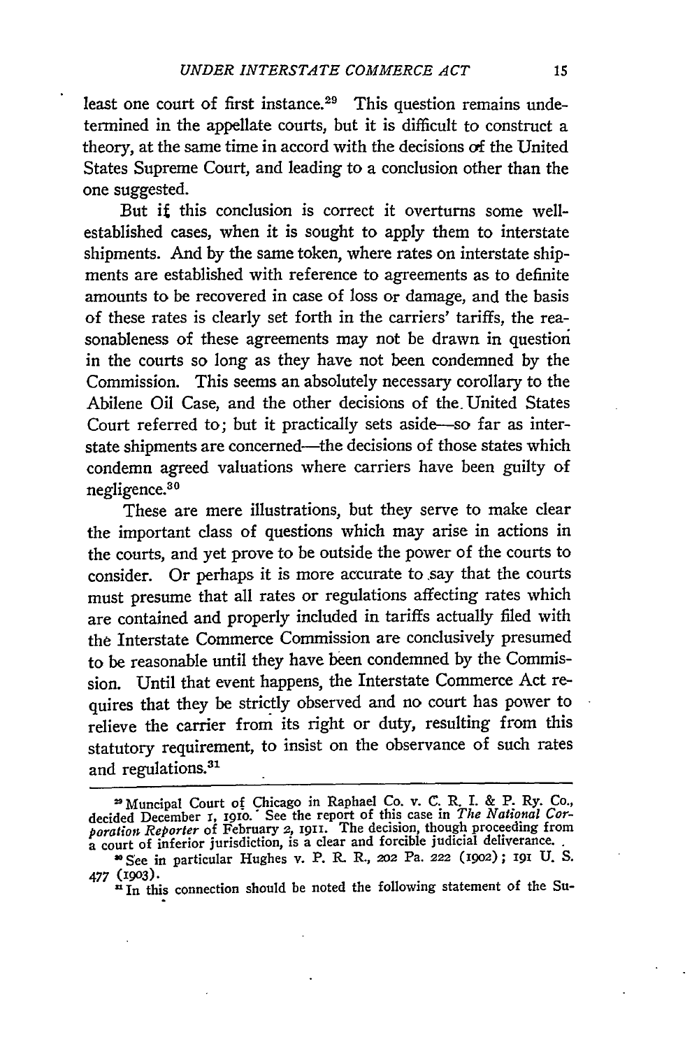least one court of first instance.[29] This question remains undetermined in the appellate courts, but it is difficult to construct a theory, at the same time in accord with the decisions of the United States Supreme Court, and leading to a conclusion other than the one suggested.

But if this conclusion is correct it overturns some well-established cases, when it is sought to apply them to interstate shipments. And by the same token, where rates on interstate shipments are established with reference to agreements as to definite amounts to be recovered in case of loss or damage, and the basis of these rates is clearly set forth in the carriers' tariffs, the reasonableness of these agreements may not be drawn in question in the courts so long as they have not been condemned by the Commission. This seems an absolutely necessary corollary to the Abilene Oil Case, and the other decisions of the United States Court referred to; but it practically sets aside—so far as interstate shipments are concerned—the decisions of those states which condemn agreed valuations where carriers have been guilty of negligence.[30]

These are mere illustrations, but they serve to make clear the important class of questions which may arise in actions in the courts, and yet prove to be outside the power of the courts to consider. Or perhaps it is more accurate to say that the courts must presume that all rates or regulations affecting rates which are contained and properly included in tariffs actually filed with the Interstate Commerce Commission are conclusively presumed to be reasonable until they have been condemned by the Commission. Until that event happens, the Interstate Commerce Act requires that they be strictly observed and no court has power to relieve the carrier from its right or duty, resulting from this statutory requirement, to insist on the observance of such rates and regulations.[31]

---

[29] Muncipal Court of Chicago in Raphael Co. v. C. R. I. & P. Ry. Co., decided December 1, 1910. See the report of this case in *The National Corporation Reporter* of February 2, 1911. The decision, though proceeding from a court of inferior jurisdiction, is a clear and forcible judicial deliverance.

[30] See in particular Hughes v. P. R. R., 202 Pa. 222 (1902); 191 U. S. 477 (1903).

[31] In this connection should be noted the following statement of the Su-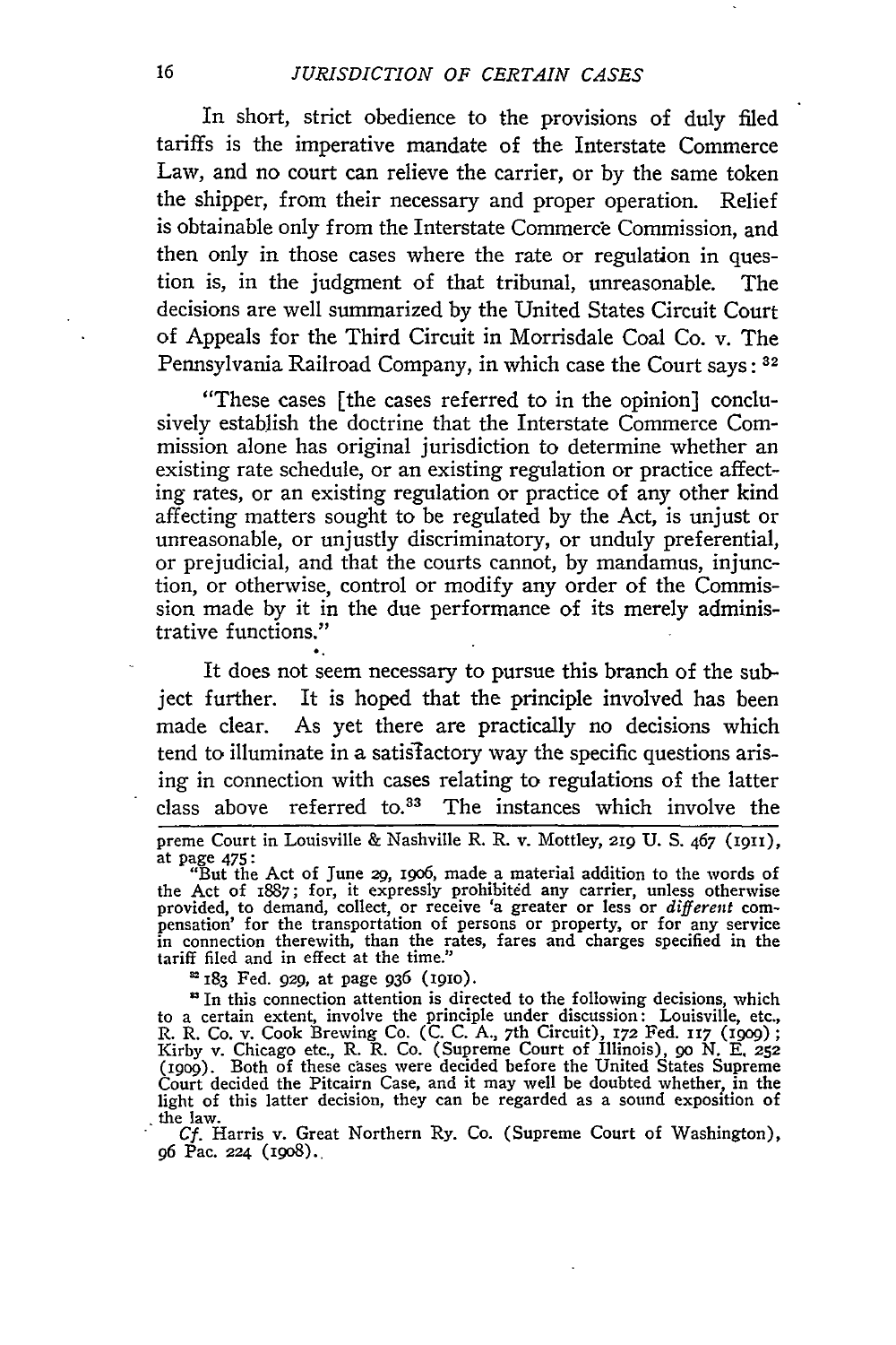In short, strict obedience to the provisions of duly filed tariffs is the imperative mandate of the Interstate Commerce Law, and no court can relieve the carrier, or by the same token the shipper, from their necessary and proper operation. Relief is obtainable only from the Interstate Commerce Commission, and then only in those cases where the rate or regulation in question is, in the judgment of that tribunal, unreasonable. The decisions are well summarized by the United States Circuit Court of Appeals for the Third Circuit in Morrisdale Coal Co. v. The Pennsylvania Railroad Company, in which case the Court says: [32]

> "These cases [the cases referred to in the opinion] conclusively establish the doctrine that the Interstate Commerce Commission alone has original jurisdiction to determine whether an existing rate schedule, or an existing regulation or practice affecting rates, or an existing regulation or practice of any other kind affecting matters sought to be regulated by the Act, is unjust or unreasonable, or unjustly discriminatory, or unduly preferential, or prejudicial, and that the courts cannot, by mandamus, injunction, or otherwise, control or modify any order of the Commission made by it in the due performance of its merely administrative functions."

It does not seem necessary to pursue this branch of the subject further. It is hoped that the principle involved has been made clear. As yet there are practically no decisions which tend to illuminate in a satisfactory way the specific questions arising in connection with cases relating to regulations of the latter class above referred to.[33] The instances which involve the

---

preme Court in Louisville & Nashville R. R. v. Mottley, 219 U. S. 467 (1911), at page 475:

"But the Act of June 29, 1906, made a material addition to the words of the Act of 1887; for, it expressly prohibited any carrier, unless otherwise provided, to demand, collect, or receive 'a greater or less or *different* compensation' for the transportation of persons or property, or for any service in connection therewith, than the rates, fares and charges specified in the tariff filed and in effect at the time."

[32] 183 Fed. 929, at page 936 (1910).

[33] In this connection attention is directed to the following decisions, which to a certain extent, involve the principle under discussion: Louisville, etc., R. R. Co. v. Cook Brewing Co. (C. C. A., 7th Circuit), 172 Fed. 117 (1909); Kirby v. Chicago etc., R. R. Co. (Supreme Court of Illinois), 90 N. E. 252 (1909). Both of these cases were decided before the United States Supreme Court decided the Pitcairn Case, and it may well be doubted whether, in the light of this latter decision, they can be regarded as a sound exposition of the law.

*Cf.* Harris v. Great Northern Ry. Co. (Supreme Court of Washington), 96 Pac. 224 (1908).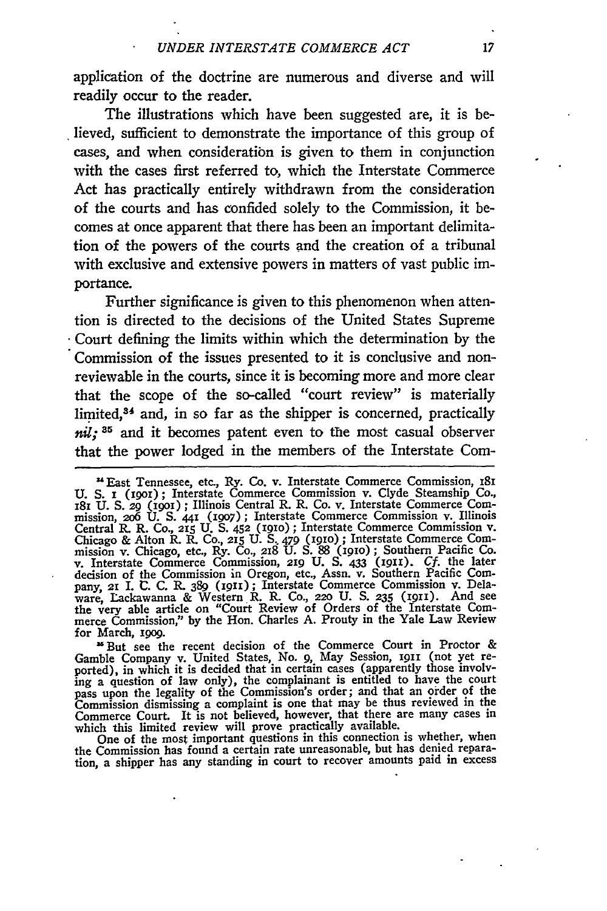application of the doctrine are numerous and diverse and will readily occur to the reader.

The illustrations which have been suggested are, it is believed, sufficient to demonstrate the importance of this group of cases, and when consideration is given to them in conjunction with the cases first referred to, which the Interstate Commerce Act has practically entirely withdrawn from the consideration of the courts and has confided solely to the Commission, it becomes at once apparent that there has been an important delimitation of the powers of the courts and the creation of a tribunal with exclusive and extensive powers in matters of vast public importance.

Further significance is given to this phenomenon when attention is directed to the decisions of the United States Supreme Court defining the limits within which the determination by the Commission of the issues presented to it is conclusive and non-reviewable in the courts, since it is becoming more and more clear that the scope of the so-called "court review" is materially limited,[34] and, in so far as the shipper is concerned, practically *nil;*[35] and it becomes patent even to the most casual observer that the power lodged in the members of the Interstate Com-

---

[34] East Tennessee, etc., Ry. Co. v. Interstate Commerce Commission, 181 U. S. 1 (1901); Interstate Commerce Commission v. Clyde Steamship Co., 181 U. S. 29 (1901); Illinois Central R. R. Co. v. Interstate Commerce Commission, 206 U. S. 441 (1907); Interstate Commerce Commission v. Illinois Central R. R. Co., 215 U. S. 452 (1910); Interstate Commerce Commission v. Chicago & Alton R. R. Co., 215 U. S. 479 (1910); Interstate Commerce Commission v. Chicago, etc., Ry. Co., 218 U. S. 88 (1910); Southern Pacific Co. v. Interstate Commerce Commission, 219 U. S. 433 (1911). *Cf.* the later decision of the Commission in Oregon, etc., Assn. v. Southern Pacific Company, 21 I. C. C. R. 389 (1911); Interstate Commerce Commission v. Delaware, Lackawanna & Western R. R. Co., 220 U. S. 235 (1911). And see the very able article on "Court Review of Orders of the Interstate Commerce Commission," by the Hon. Charles A. Prouty in the Yale Law Review for March, 1909.

[35] But see the recent decision of the Commerce Court in Proctor & Gamble Company v. United States, No. 9, May Session, 1911 (not yet reported), in which it is decided that in certain cases (apparently those involving a question of law only), the complainant is entitled to have the court pass upon the legality of the Commission's order; and that an order of the Commission dismissing a complaint is one that may be thus reviewed in the Commerce Court. It is not believed, however, that there are many cases in which this limited review will prove practically available.

One of the most important questions in this connection is whether, when the Commission has found a certain rate unreasonable, but has denied reparation, a shipper has any standing in court to recover amounts paid in excess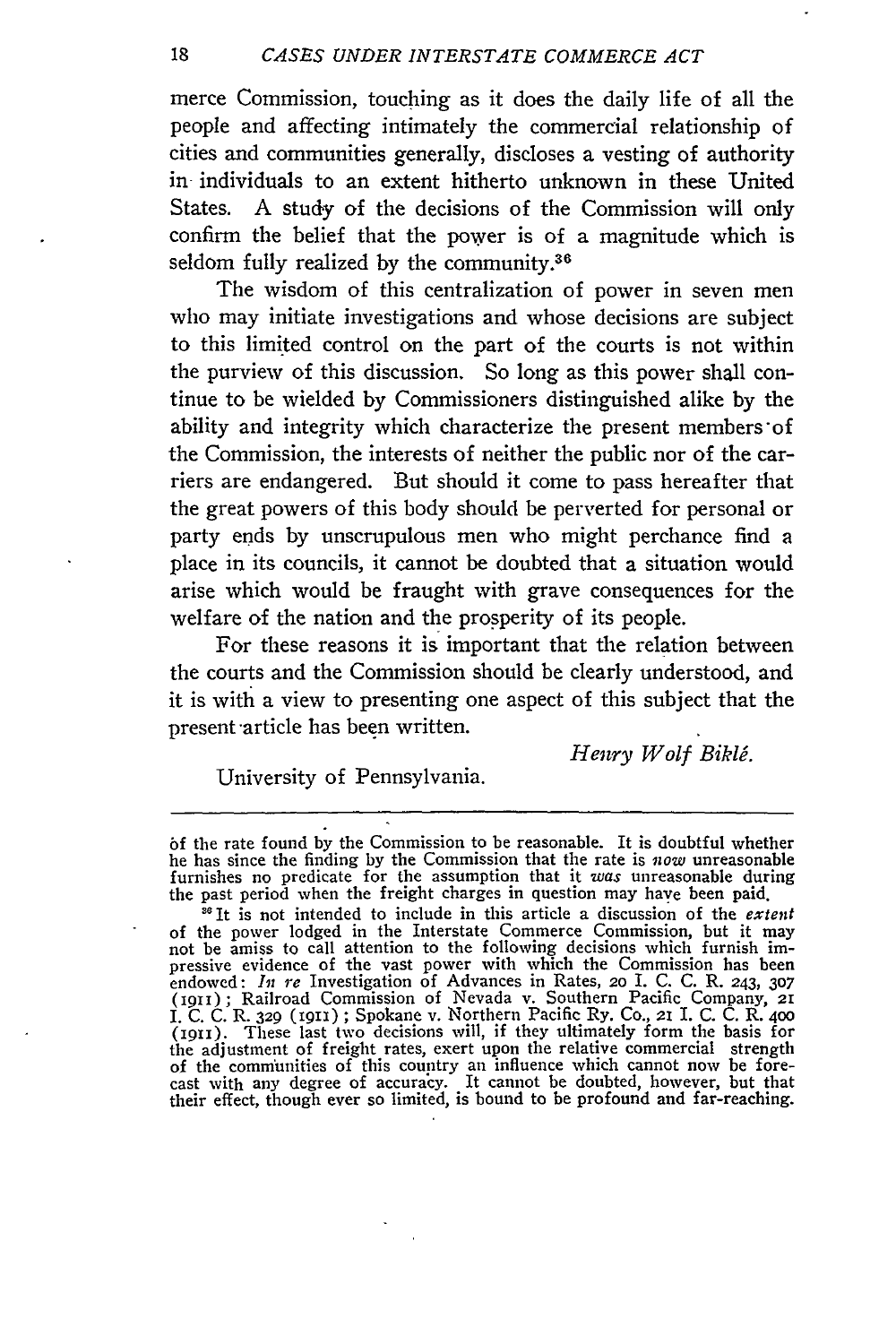merce Commission, touching as it does the daily life of all the people and affecting intimately the commercial relationship of cities and communities generally, discloses a vesting of authority in individuals to an extent hitherto unknown in these United States. A study of the decisions of the Commission will only confirm the belief that the power is of a magnitude which is seldom fully realized by the community.[36]

The wisdom of this centralization of power in seven men who may initiate investigations and whose decisions are subject to this limited control on the part of the courts is not within the purview of this discussion. So long as this power shall continue to be wielded by Commissioners distinguished alike by the ability and integrity which characterize the present members of the Commission, the interests of neither the public nor of the carriers are endangered. But should it come to pass hereafter that the great powers of this body should be perverted for personal or party ends by unscrupulous men who might perchance find a place in its councils, it cannot be doubted that a situation would arise which would be fraught with grave consequences for the welfare of the nation and the prosperity of its people.

For these reasons it is important that the relation between the courts and the Commission should be clearly understood, and it is with a view to presenting one aspect of this subject that the present article has been written.

*Henry Wolf Biklé.*

University of Pennsylvania.

---

of the rate found by the Commission to be reasonable. It is doubtful whether he has since the finding by the Commission that the rate is *now* unreasonable furnishes no predicate for the assumption that it *was* unreasonable during the past period when the freight charges in question may have been paid.

[36] It is not intended to include in this article a discussion of the *extent* of the power lodged in the Interstate Commerce Commission, but it may not be amiss to call attention to the following decisions which furnish impressive evidence of the vast power with which the Commission has been endowed: *In re* Investigation of Advances in Rates, 20 I. C. C. R. 243, 307 (1911); Railroad Commission of Nevada v. Southern Pacific Company, 21 I. C. C. R. 329 (1911); Spokane v. Northern Pacific Ry. Co., 21 I. C. C. R. 400 (1911). These last two decisions will, if they ultimately form the basis for the adjustment of freight rates, exert upon the relative commercial strength of the communities of this country an influence which cannot now be forecast with any degree of accuracy. It cannot be doubted, however, but that their effect, though ever so limited, is bound to be profound and far-reaching.